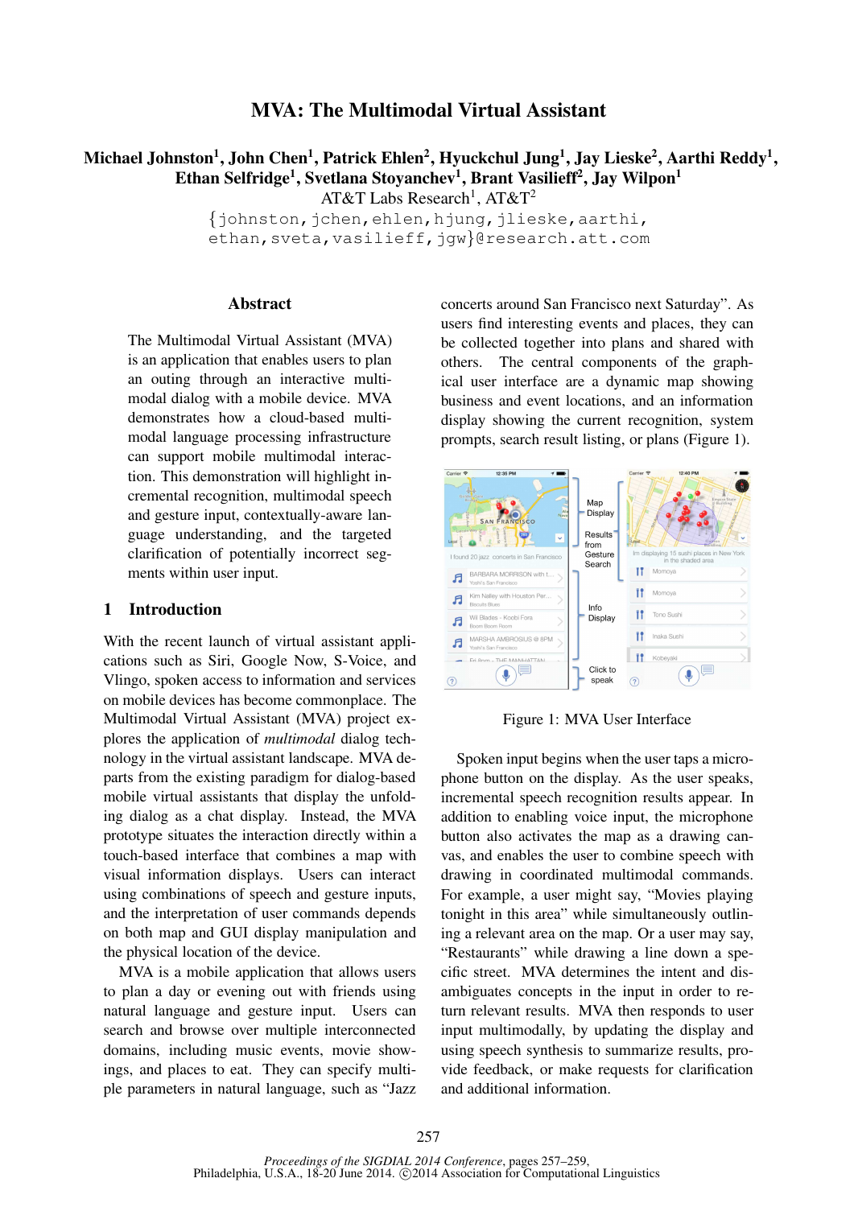# MVA: The Multimodal Virtual Assistant

**Michael Johnston[1], John Chen[1], Patrick Ehlen[2], Hyuckchul Jung[1], Jay Lieske[2], Aarthi Reddy[1], Ethan Selfridge[1], Svetlana Stoyanchev[1], Brant Vasilieff[2], Jay Wilpon[1]**

AT&T Labs Research[1], AT&T[2]

{johnston,jchen,ehlen,hjung,jlieske,aarthi,
ethan,sveta,vasilieff,jgw}@research.att.com

## Abstract

The Multimodal Virtual Assistant (MVA) is an application that enables users to plan an outing through an interactive multimodal dialog with a mobile device. MVA demonstrates how a cloud-based multimodal language processing infrastructure can support mobile multimodal interaction. This demonstration will highlight incremental recognition, multimodal speech and gesture input, contextually-aware language understanding, and the targeted clarification of potentially incorrect segments within user input.

## 1 Introduction

With the recent launch of virtual assistant applications such as Siri, Google Now, S-Voice, and Vlingo, spoken access to information and services on mobile devices has become commonplace. The Multimodal Virtual Assistant (MVA) project explores the application of *multimodal* dialog technology in the virtual assistant landscape. MVA departs from the existing paradigm for dialog-based mobile virtual assistants that display the unfolding dialog as a chat display. Instead, the MVA prototype situates the interaction directly within a touch-based interface that combines a map with visual information displays. Users can interact using combinations of speech and gesture inputs, and the interpretation of user commands depends on both map and GUI display manipulation and the physical location of the device.

MVA is a mobile application that allows users to plan a day or evening out with friends using natural language and gesture input. Users can search and browse over multiple interconnected domains, including music events, movie showings, and places to eat. They can specify multiple parameters in natural language, such as "Jazz concerts around San Francisco next Saturday". As users find interesting events and places, they can be collected together into plans and shared with others. The central components of the graphical user interface are a dynamic map showing business and event locations, and an information display showing the current recognition, system prompts, search result listing, or plans (Figure 1).

Figure 1: MVA User Interface

Spoken input begins when the user taps a microphone button on the display. As the user speaks, incremental speech recognition results appear. In addition to enabling voice input, the microphone button also activates the map as a drawing canvas, and enables the user to combine speech with drawing in coordinated multimodal commands. For example, a user might say, "Movies playing tonight in this area" while simultaneously outlining a relevant area on the map. Or a user may say, "Restaurants" while drawing a line down a specific street. MVA determines the intent and disambiguates concepts in the input in order to return relevant results. MVA then responds to user input multimodally, by updating the display and using speech synthesis to summarize results, provide feedback, or make requests for clarification and additional information.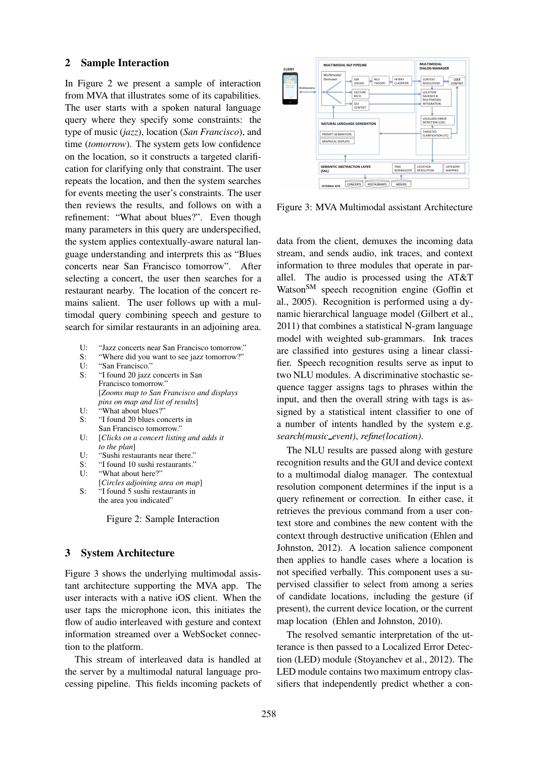## 2 Sample Interaction

In Figure 2 we present a sample of interaction from MVA that illustrates some of its capabilities. The user starts with a spoken natural language query where they specify some constraints: the type of music (*jazz*), location (*San Francisco*), and time (*tomorrow*). The system gets low confidence on the location, so it constructs a targeted clarification for clarifying only that constraint. The user repeats the location, and then the system searches for events meeting the user's constraints. The user then reviews the results, and follows on with a refinement: "What about blues?". Even though many parameters in this query are underspecified, the system applies contextually-aware natural language understanding and interprets this as "Blues concerts near San Francisco tomorrow". After selecting a concert, the user then searches for a restaurant nearby. The location of the concert remains salient. The user follows up with a multimodal query combining speech and gesture to search for similar restaurants in an adjoining area.

U: "Jazz concerts near San Francisco tomorrow."
S: "Where did you want to see jazz tomorrow?"
U: "San Francisco."
S: "I found 20 jazz concerts in San Francisco tomorrow."
[*Zooms map to San Francisco and displays pins on map and list of results*]
U: "What about blues?"
S: "I found 20 blues concerts in San Francisco tomorrow."
U: [*Clicks on a concert listing and adds it to the plan*]
U: "Sushi restaurants near there."
S: "I found 10 sushi restaurants."
U: "What about here?"
[*Circles adjoining area on map*]
S: "I found 5 sushi restaurants in the area you indicated"

Figure 2: Sample Interaction

## 3 System Architecture

Figure 3 shows the underlying multimodal assistant architecture supporting the MVA app. The user interacts with a native iOS client. When the user taps the microphone icon, this initiates the flow of audio interleaved with gesture and context information streamed over a WebSocket connection to the platform.

This stream of interleaved data is handled at the server by a multimodal natural language processing pipeline. This fields incoming packets of data from the client, demuxes the incoming data stream, and sends audio, ink traces, and context information to three modules that operate in parallel. The audio is processed using the AT&T Watson[SM] speech recognition engine (Goffin et al., 2005). Recognition is performed using a dynamic hierarchical language model (Gilbert et al., 2011) that combines a statistical N-gram language model with weighted sub-grammars. Ink traces are classified into gestures using a linear classifier. Speech recognition results serve as input to two NLU modules. A discriminative stochastic sequence tagger assigns tags to phrases within the input, and then the overall string with tags is assigned by a statistical intent classifier to one of a number of intents handled by the system e.g. *search(music_event)*, *refine(location)*.

Figure 3: MVA Multimodal assistant Architecture

The NLU results are passed along with gesture recognition results and the GUI and device context to a multimodal dialog manager. The contextual resolution component determines if the input is a query refinement or correction. In either case, it retrieves the previous command from a user context store and combines the new content with the context through destructive unification (Ehlen and Johnston, 2012). A location salience component then applies to handle cases where a location is not specified verbally. This component uses a supervised classifier to select from among a series of candidate locations, including the gesture (if present), the current device location, or the current map location (Ehlen and Johnston, 2010).

The resolved semantic interpretation of the utterance is then passed to a Localized Error Detection (LED) module (Stoyanchev et al., 2012). The LED module contains two maximum entropy classifiers that independently predict whether a con-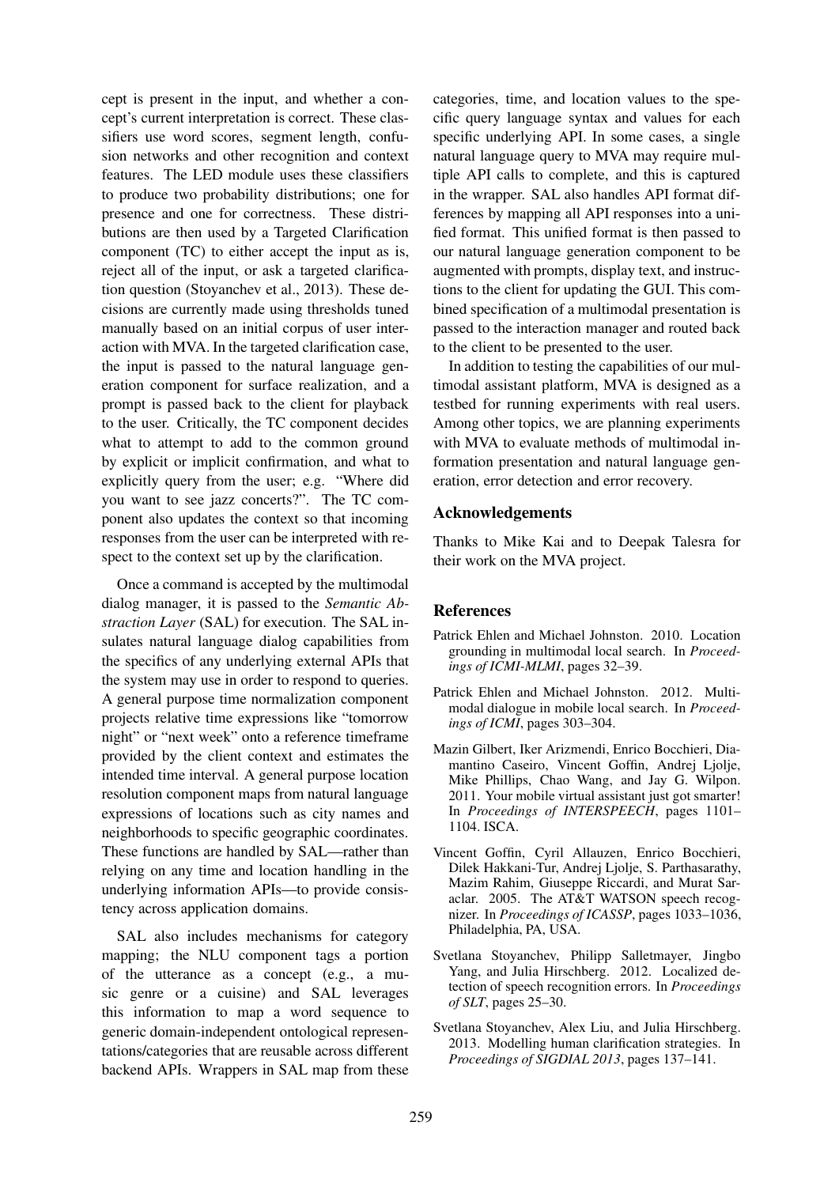cept is present in the input, and whether a concept's current interpretation is correct. These classifiers use word scores, segment length, confusion networks and other recognition and context features. The LED module uses these classifiers to produce two probability distributions; one for presence and one for correctness. These distributions are then used by a Targeted Clarification component (TC) to either accept the input as is, reject all of the input, or ask a targeted clarification question (Stoyanchev et al., 2013). These decisions are currently made using thresholds tuned manually based on an initial corpus of user interaction with MVA. In the targeted clarification case, the input is passed to the natural language generation component for surface realization, and a prompt is passed back to the client for playback to the user. Critically, the TC component decides what to attempt to add to the common ground by explicit or implicit confirmation, and what to explicitly query from the user; e.g. "Where did you want to see jazz concerts?". The TC component also updates the context so that incoming responses from the user can be interpreted with respect to the context set up by the clarification.

Once a command is accepted by the multimodal dialog manager, it is passed to the *Semantic Abstraction Layer* (SAL) for execution. The SAL insulates natural language dialog capabilities from the specifics of any underlying external APIs that the system may use in order to respond to queries. A general purpose time normalization component projects relative time expressions like "tomorrow night" or "next week" onto a reference timeframe provided by the client context and estimates the intended time interval. A general purpose location resolution component maps from natural language expressions of locations such as city names and neighborhoods to specific geographic coordinates. These functions are handled by SAL—rather than relying on any time and location handling in the underlying information APIs—to provide consistency across application domains.

SAL also includes mechanisms for category mapping; the NLU component tags a portion of the utterance as a concept (e.g., a music genre or a cuisine) and SAL leverages this information to map a word sequence to generic domain-independent ontological representations/categories that are reusable across different backend APIs. Wrappers in SAL map from these categories, time, and location values to the specific query language syntax and values for each specific underlying API. In some cases, a single natural language query to MVA may require multiple API calls to complete, and this is captured in the wrapper. SAL also handles API format differences by mapping all API responses into a unified format. This unified format is then passed to our natural language generation component to be augmented with prompts, display text, and instructions to the client for updating the GUI. This combined specification of a multimodal presentation is passed to the interaction manager and routed back to the client to be presented to the user.

In addition to testing the capabilities of our multimodal assistant platform, MVA is designed as a testbed for running experiments with real users. Among other topics, we are planning experiments with MVA to evaluate methods of multimodal information presentation and natural language generation, error detection and error recovery.

## Acknowledgements

Thanks to Mike Kai and to Deepak Talesra for their work on the MVA project.

## References

Patrick Ehlen and Michael Johnston. 2010. Location grounding in multimodal local search. In *Proceedings of ICMI-MLMI*, pages 32–39.

Patrick Ehlen and Michael Johnston. 2012. Multimodal dialogue in mobile local search. In *Proceedings of ICMI*, pages 303–304.

Mazin Gilbert, Iker Arizmendi, Enrico Bocchieri, Diamantino Caseiro, Vincent Goffin, Andrej Ljolje, Mike Phillips, Chao Wang, and Jay G. Wilpon. 2011. Your mobile virtual assistant just got smarter! In *Proceedings of INTERSPEECH*, pages 1101–1104. ISCA.

Vincent Goffin, Cyril Allauzen, Enrico Bocchieri, Dilek Hakkani-Tur, Andrej Ljolje, S. Parthasarathy, Mazim Rahim, Giuseppe Riccardi, and Murat Saraclar. 2005. The AT&T WATSON speech recognizer. In *Proceedings of ICASSP*, pages 1033–1036, Philadelphia, PA, USA.

Svetlana Stoyanchev, Philipp Salletmayer, Jingbo Yang, and Julia Hirschberg. 2012. Localized detection of speech recognition errors. In *Proceedings of SLT*, pages 25–30.

Svetlana Stoyanchev, Alex Liu, and Julia Hirschberg. 2013. Modelling human clarification strategies. In *Proceedings of SIGDIAL 2013*, pages 137–141.